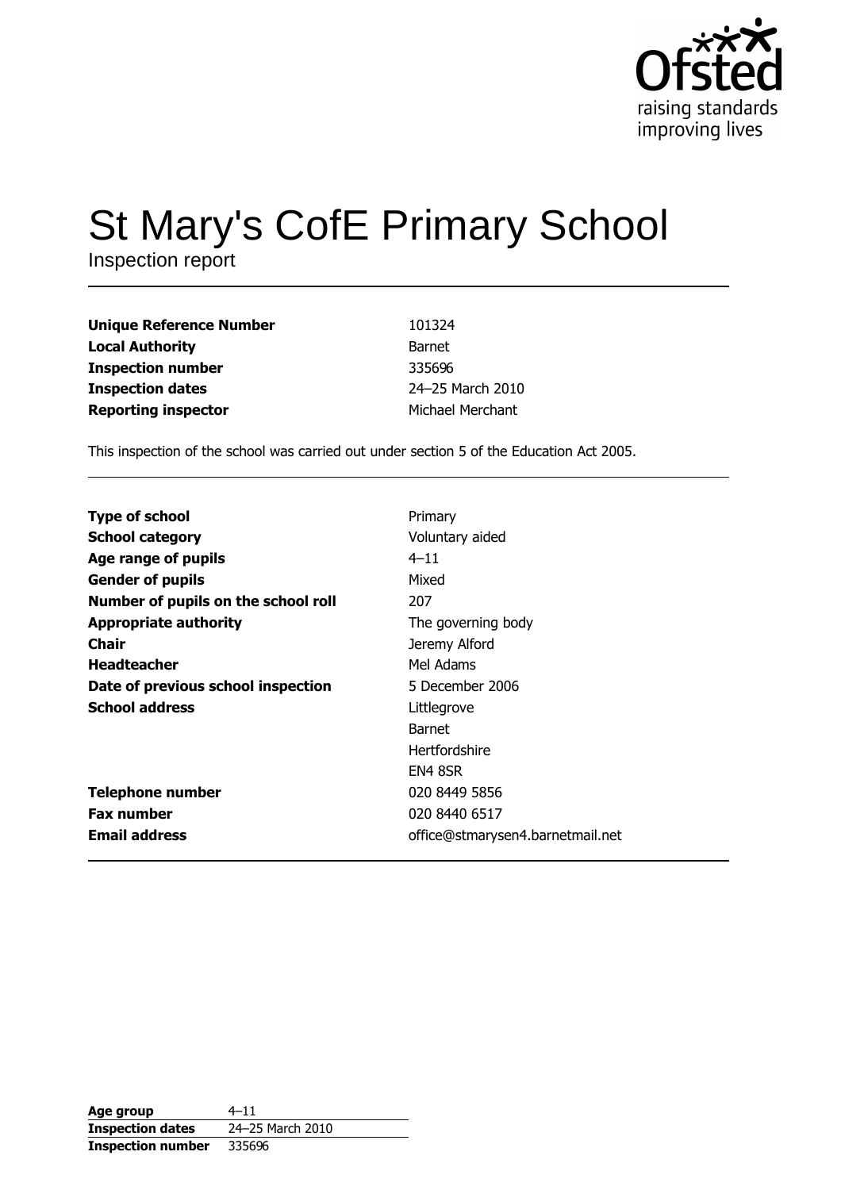Ofsted
raising standards
improving lives

# St Mary's CofE Primary School

Inspection report

| | |
|---|---|
| **Unique Reference Number** | 101324 |
| **Local Authority** | Barnet |
| **Inspection number** | 335696 |
| **Inspection dates** | 24–25 March 2010 |
| **Reporting inspector** | Michael Merchant |

This inspection of the school was carried out under section 5 of the Education Act 2005.

| | |
|---|---|
| **Type of school** | Primary |
| **School category** | Voluntary aided |
| **Age range of pupils** | 4–11 |
| **Gender of pupils** | Mixed |
| **Number of pupils on the school roll** | 207 |
| **Appropriate authority** | The governing body |
| **Chair** | Jeremy Alford |
| **Headteacher** | Mel Adams |
| **Date of previous school inspection** | 5 December 2006 |
| **School address** | Littlegrove<br>Barnet<br>Hertfordshire<br>EN4 8SR |
| **Telephone number** | 020 8449 5856 |
| **Fax number** | 020 8440 6517 |
| **Email address** | office@stmarysen4.barnetmail.net |

| | |
|---|---|
| **Age group** | 4–11 |
| **Inspection dates** | 24–25 March 2010 |
| **Inspection number** | 335696 |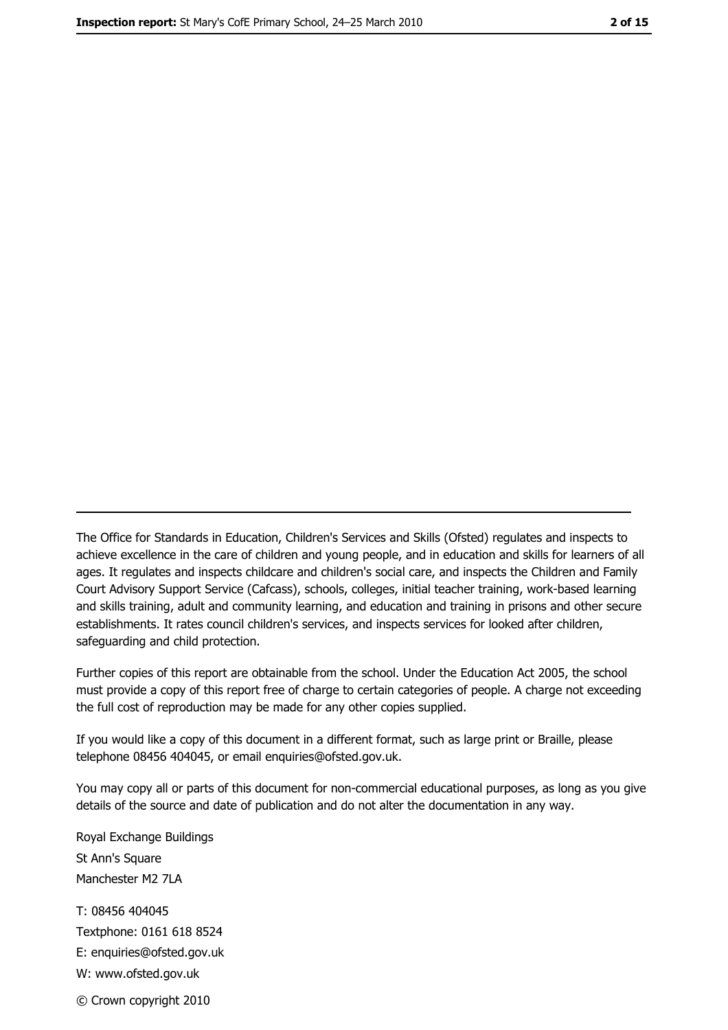---

The Office for Standards in Education, Children's Services and Skills (Ofsted) regulates and inspects to achieve excellence in the care of children and young people, and in education and skills for learners of all ages. It regulates and inspects childcare and children's social care, and inspects the Children and Family Court Advisory Support Service (Cafcass), schools, colleges, initial teacher training, work-based learning and skills training, adult and community learning, and education and training in prisons and other secure establishments. It rates council children's services, and inspects services for looked after children, safeguarding and child protection.

Further copies of this report are obtainable from the school. Under the Education Act 2005, the school must provide a copy of this report free of charge to certain categories of people. A charge not exceeding the full cost of reproduction may be made for any other copies supplied.

If you would like a copy of this document in a different format, such as large print or Braille, please telephone 08456 404045, or email enquiries@ofsted.gov.uk.

You may copy all or parts of this document for non-commercial educational purposes, as long as you give details of the source and date of publication and do not alter the documentation in any way.

Royal Exchange Buildings
St Ann's Square
Manchester M2 7LA

T: 08456 404045
Textphone: 0161 618 8524
E: enquiries@ofsted.gov.uk
W: www.ofsted.gov.uk

© Crown copyright 2010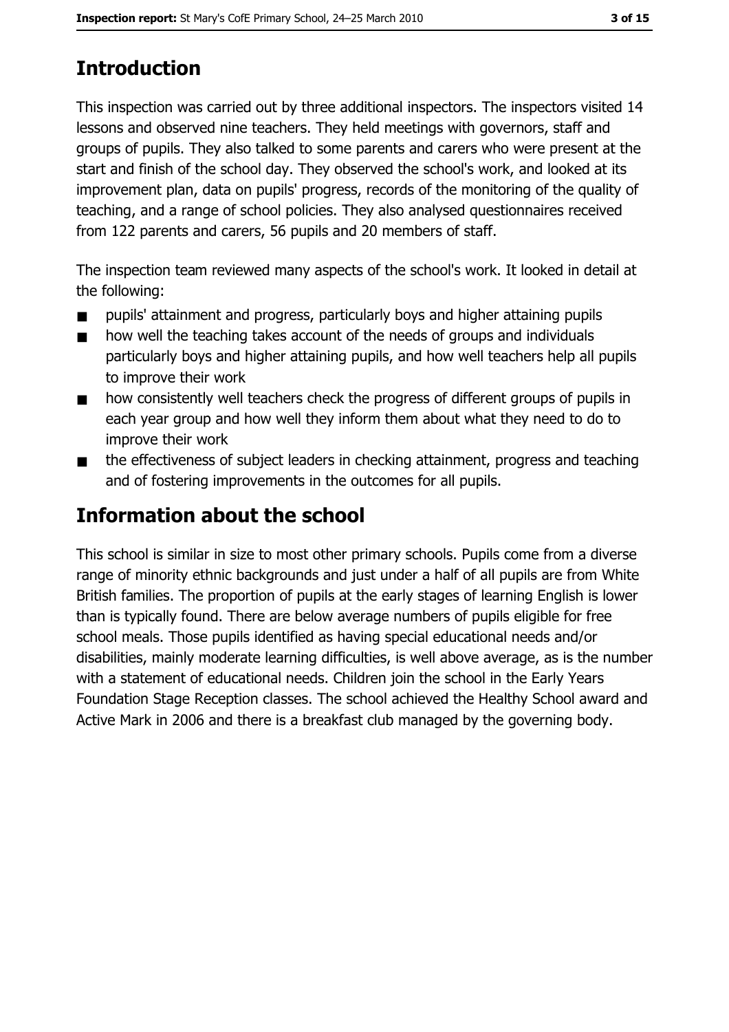## Introduction

This inspection was carried out by three additional inspectors. The inspectors visited 14 lessons and observed nine teachers. They held meetings with governors, staff and groups of pupils. They also talked to some parents and carers who were present at the start and finish of the school day. They observed the school's work, and looked at its improvement plan, data on pupils' progress, records of the monitoring of the quality of teaching, and a range of school policies. They also analysed questionnaires received from 122 parents and carers, 56 pupils and 20 members of staff.

The inspection team reviewed many aspects of the school's work. It looked in detail at the following:

- pupils' attainment and progress, particularly boys and higher attaining pupils
- how well the teaching takes account of the needs of groups and individuals particularly boys and higher attaining pupils, and how well teachers help all pupils to improve their work
- how consistently well teachers check the progress of different groups of pupils in each year group and how well they inform them about what they need to do to improve their work
- the effectiveness of subject leaders in checking attainment, progress and teaching and of fostering improvements in the outcomes for all pupils.

## Information about the school

This school is similar in size to most other primary schools. Pupils come from a diverse range of minority ethnic backgrounds and just under a half of all pupils are from White British families. The proportion of pupils at the early stages of learning English is lower than is typically found. There are below average numbers of pupils eligible for free school meals. Those pupils identified as having special educational needs and/or disabilities, mainly moderate learning difficulties, is well above average, as is the number with a statement of educational needs. Children join the school in the Early Years Foundation Stage Reception classes. The school achieved the Healthy School award and Active Mark in 2006 and there is a breakfast club managed by the governing body.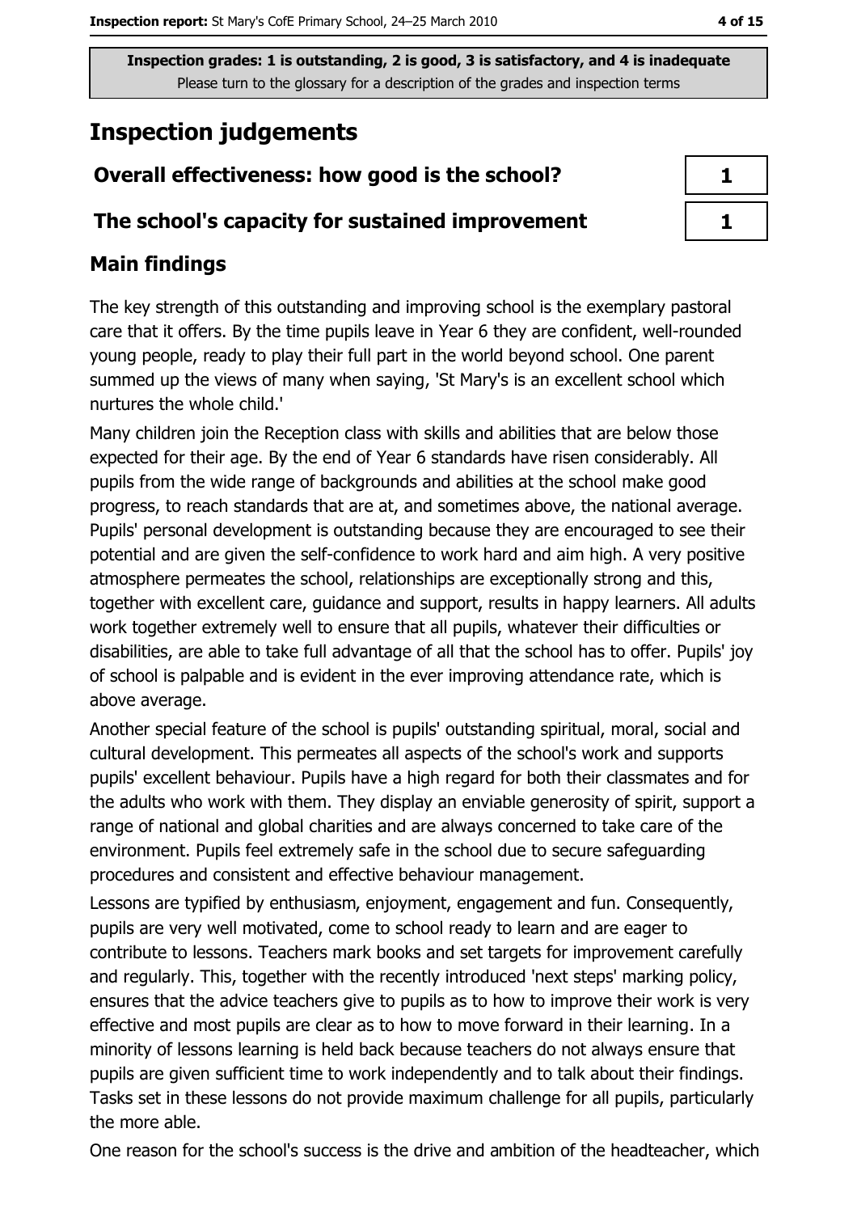**Inspection grades: 1 is outstanding, 2 is good, 3 is satisfactory, and 4 is inadequate**
Please turn to the glossary for a description of the grades and inspection terms

# Inspection judgements

| | |
|---|---|
| **Overall effectiveness: how good is the school?** | **1** |
| **The school's capacity for sustained improvement** | **1** |

## Main findings

The key strength of this outstanding and improving school is the exemplary pastoral care that it offers. By the time pupils leave in Year 6 they are confident, well-rounded young people, ready to play their full part in the world beyond school. One parent summed up the views of many when saying, 'St Mary's is an excellent school which nurtures the whole child.'

Many children join the Reception class with skills and abilities that are below those expected for their age. By the end of Year 6 standards have risen considerably. All pupils from the wide range of backgrounds and abilities at the school make good progress, to reach standards that are at, and sometimes above, the national average. Pupils' personal development is outstanding because they are encouraged to see their potential and are given the self-confidence to work hard and aim high. A very positive atmosphere permeates the school, relationships are exceptionally strong and this, together with excellent care, guidance and support, results in happy learners. All adults work together extremely well to ensure that all pupils, whatever their difficulties or disabilities, are able to take full advantage of all that the school has to offer. Pupils' joy of school is palpable and is evident in the ever improving attendance rate, which is above average.

Another special feature of the school is pupils' outstanding spiritual, moral, social and cultural development. This permeates all aspects of the school's work and supports pupils' excellent behaviour. Pupils have a high regard for both their classmates and for the adults who work with them. They display an enviable generosity of spirit, support a range of national and global charities and are always concerned to take care of the environment. Pupils feel extremely safe in the school due to secure safeguarding procedures and consistent and effective behaviour management.

Lessons are typified by enthusiasm, enjoyment, engagement and fun. Consequently, pupils are very well motivated, come to school ready to learn and are eager to contribute to lessons. Teachers mark books and set targets for improvement carefully and regularly. This, together with the recently introduced 'next steps' marking policy, ensures that the advice teachers give to pupils as to how to improve their work is very effective and most pupils are clear as to how to move forward in their learning. In a minority of lessons learning is held back because teachers do not always ensure that pupils are given sufficient time to work independently and to talk about their findings. Tasks set in these lessons do not provide maximum challenge for all pupils, particularly the more able.

One reason for the school's success is the drive and ambition of the headteacher, which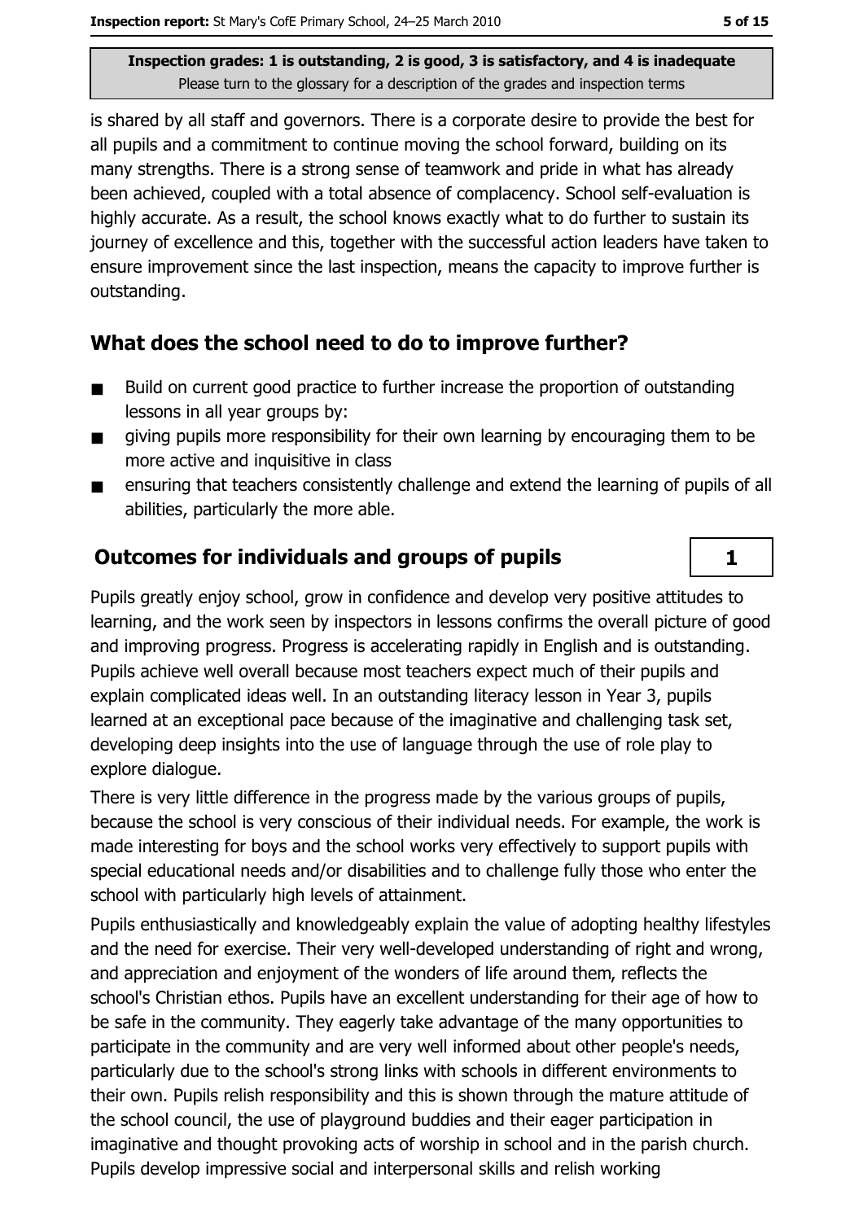is shared by all staff and governors. There is a corporate desire to provide the best for all pupils and a commitment to continue moving the school forward, building on its many strengths. There is a strong sense of teamwork and pride in what has already been achieved, coupled with a total absence of complacency. School self-evaluation is highly accurate. As a result, the school knows exactly what to do further to sustain its journey of excellence and this, together with the successful action leaders have taken to ensure improvement since the last inspection, means the capacity to improve further is outstanding.

## What does the school need to do to improve further?

- Build on current good practice to further increase the proportion of outstanding lessons in all year groups by:
- giving pupils more responsibility for their own learning by encouraging them to be more active and inquisitive in class
- ensuring that teachers consistently challenge and extend the learning of pupils of all abilities, particularly the more able.

## Outcomes for individuals and groups of pupils

**1**

Pupils greatly enjoy school, grow in confidence and develop very positive attitudes to learning, and the work seen by inspectors in lessons confirms the overall picture of good and improving progress. Progress is accelerating rapidly in English and is outstanding. Pupils achieve well overall because most teachers expect much of their pupils and explain complicated ideas well. In an outstanding literacy lesson in Year 3, pupils learned at an exceptional pace because of the imaginative and challenging task set, developing deep insights into the use of language through the use of role play to explore dialogue.

There is very little difference in the progress made by the various groups of pupils, because the school is very conscious of their individual needs. For example, the work is made interesting for boys and the school works very effectively to support pupils with special educational needs and/or disabilities and to challenge fully those who enter the school with particularly high levels of attainment.

Pupils enthusiastically and knowledgeably explain the value of adopting healthy lifestyles and the need for exercise. Their very well-developed understanding of right and wrong, and appreciation and enjoyment of the wonders of life around them, reflects the school's Christian ethos. Pupils have an excellent understanding for their age of how to be safe in the community. They eagerly take advantage of the many opportunities to participate in the community and are very well informed about other people's needs, particularly due to the school's strong links with schools in different environments to their own. Pupils relish responsibility and this is shown through the mature attitude of the school council, the use of playground buddies and their eager participation in imaginative and thought provoking acts of worship in school and in the parish church. Pupils develop impressive social and interpersonal skills and relish working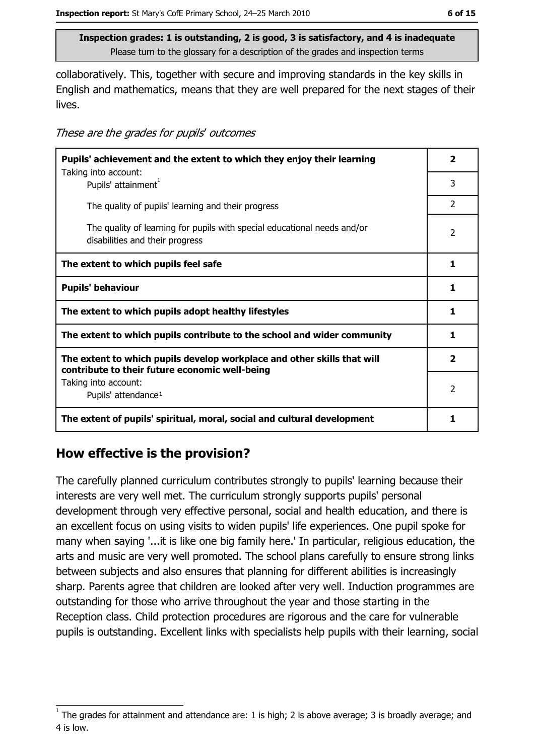collaboratively. This, together with secure and improving standards in the key skills in English and mathematics, means that they are well prepared for the next stages of their lives.

*These are the grades for pupils' outcomes*

| | |
|---|---|
| **Pupils' achievement and the extent to which they enjoy their learning** | **2** |
| Taking into account: Pupils' attainment[1] | 3 |
| The quality of pupils' learning and their progress | 2 |
| The quality of learning for pupils with special educational needs and/or disabilities and their progress | 2 |
| **The extent to which pupils feel safe** | **1** |
| **Pupils' behaviour** | **1** |
| **The extent to which pupils adopt healthy lifestyles** | **1** |
| **The extent to which pupils contribute to the school and wider community** | **1** |
| **The extent to which pupils develop workplace and other skills that will contribute to their future economic well-being** | **2** |
| Taking into account: Pupils' attendance[1] | 2 |
| **The extent of pupils' spiritual, moral, social and cultural development** | **1** |

## How effective is the provision?

The carefully planned curriculum contributes strongly to pupils' learning because their interests are very well met. The curriculum strongly supports pupils' personal development through very effective personal, social and health education, and there is an excellent focus on using visits to widen pupils' life experiences. One pupil spoke for many when saying '...it is like one big family here.' In particular, religious education, the arts and music are very well promoted. The school plans carefully to ensure strong links between subjects and also ensures that planning for different abilities is increasingly sharp. Parents agree that children are looked after very well. Induction programmes are outstanding for those who arrive throughout the year and those starting in the Reception class. Child protection procedures are rigorous and the care for vulnerable pupils is outstanding. Excellent links with specialists help pupils with their learning, social

[1] The grades for attainment and attendance are: 1 is high; 2 is above average; 3 is broadly average; and 4 is low.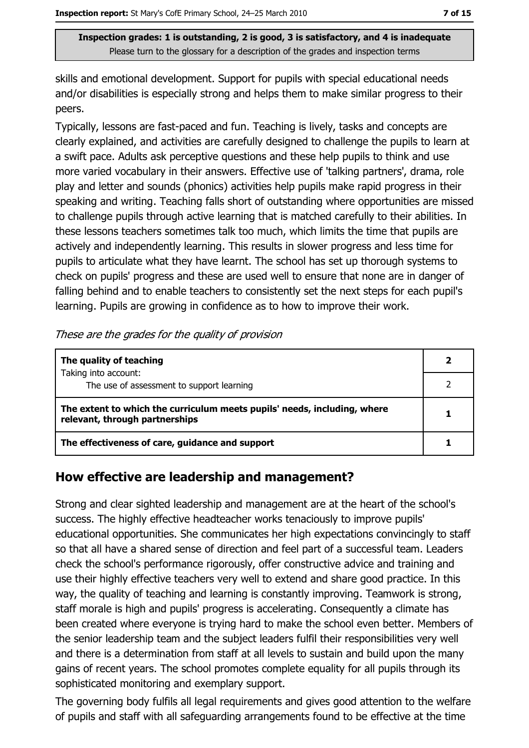skills and emotional development. Support for pupils with special educational needs and/or disabilities is especially strong and helps them to make similar progress to their peers.

Typically, lessons are fast-paced and fun. Teaching is lively, tasks and concepts are clearly explained, and activities are carefully designed to challenge the pupils to learn at a swift pace. Adults ask perceptive questions and these help pupils to think and use more varied vocabulary in their answers. Effective use of 'talking partners', drama, role play and letter and sounds (phonics) activities help pupils make rapid progress in their speaking and writing. Teaching falls short of outstanding where opportunities are missed to challenge pupils through active learning that is matched carefully to their abilities. In these lessons teachers sometimes talk too much, which limits the time that pupils are actively and independently learning. This results in slower progress and less time for pupils to articulate what they have learnt. The school has set up thorough systems to check on pupils' progress and these are used well to ensure that none are in danger of falling behind and to enable teachers to consistently set the next steps for each pupil's learning. Pupils are growing in confidence as to how to improve their work.

*These are the grades for the quality of provision*

| | |
|---|---|
| **The quality of teaching** | **2** |
| Taking into account: The use of assessment to support learning | 2 |
| **The extent to which the curriculum meets pupils' needs, including, where relevant, through partnerships** | **1** |
| **The effectiveness of care, guidance and support** | **1** |

## How effective are leadership and management?

Strong and clear sighted leadership and management are at the heart of the school's success. The highly effective headteacher works tenaciously to improve pupils' educational opportunities. She communicates her high expectations convincingly to staff so that all have a shared sense of direction and feel part of a successful team. Leaders check the school's performance rigorously, offer constructive advice and training and use their highly effective teachers very well to extend and share good practice. In this way, the quality of teaching and learning is constantly improving. Teamwork is strong, staff morale is high and pupils' progress is accelerating. Consequently a climate has been created where everyone is trying hard to make the school even better. Members of the senior leadership team and the subject leaders fulfil their responsibilities very well and there is a determination from staff at all levels to sustain and build upon the many gains of recent years. The school promotes complete equality for all pupils through its sophisticated monitoring and exemplary support.

The governing body fulfils all legal requirements and gives good attention to the welfare of pupils and staff with all safeguarding arrangements found to be effective at the time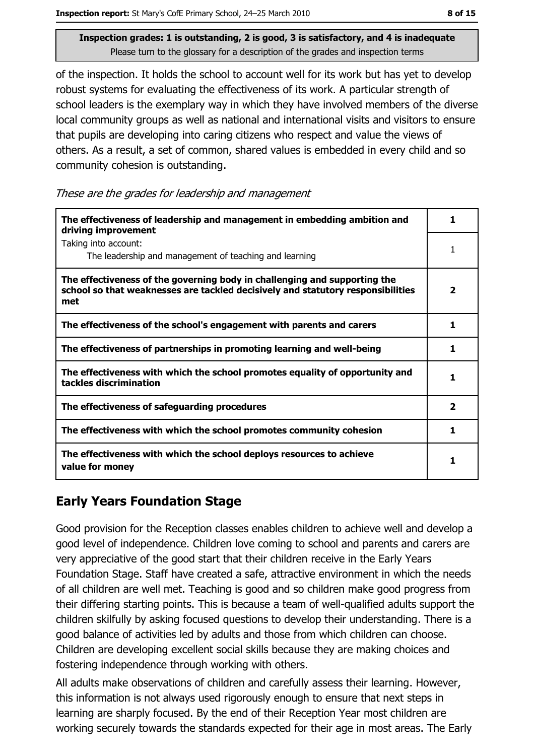of the inspection. It holds the school to account well for its work but has yet to develop robust systems for evaluating the effectiveness of its work. A particular strength of school leaders is the exemplary way in which they have involved members of the diverse local community groups as well as national and international visits and visitors to ensure that pupils are developing into caring citizens who respect and value the views of others. As a result, a set of common, shared values is embedded in every child and so community cohesion is outstanding.

*These are the grades for leadership and management*

| | |
|---|---|
| **The effectiveness of leadership and management in embedding ambition and driving improvement** | **1** |
| Taking into account: The leadership and management of teaching and learning | 1 |
| **The effectiveness of the governing body in challenging and supporting the school so that weaknesses are tackled decisively and statutory responsibilities met** | **2** |
| **The effectiveness of the school's engagement with parents and carers** | **1** |
| **The effectiveness of partnerships in promoting learning and well-being** | **1** |
| **The effectiveness with which the school promotes equality of opportunity and tackles discrimination** | **1** |
| **The effectiveness of safeguarding procedures** | **2** |
| **The effectiveness with which the school promotes community cohesion** | **1** |
| **The effectiveness with which the school deploys resources to achieve value for money** | **1** |

## Early Years Foundation Stage

Good provision for the Reception classes enables children to achieve well and develop a good level of independence. Children love coming to school and parents and carers are very appreciative of the good start that their children receive in the Early Years Foundation Stage. Staff have created a safe, attractive environment in which the needs of all children are well met. Teaching is good and so children make good progress from their differing starting points. This is because a team of well-qualified adults support the children skilfully by asking focused questions to develop their understanding. There is a good balance of activities led by adults and those from which children can choose. Children are developing excellent social skills because they are making choices and fostering independence through working with others.

All adults make observations of children and carefully assess their learning. However, this information is not always used rigorously enough to ensure that next steps in learning are sharply focused. By the end of their Reception Year most children are working securely towards the standards expected for their age in most areas. The Early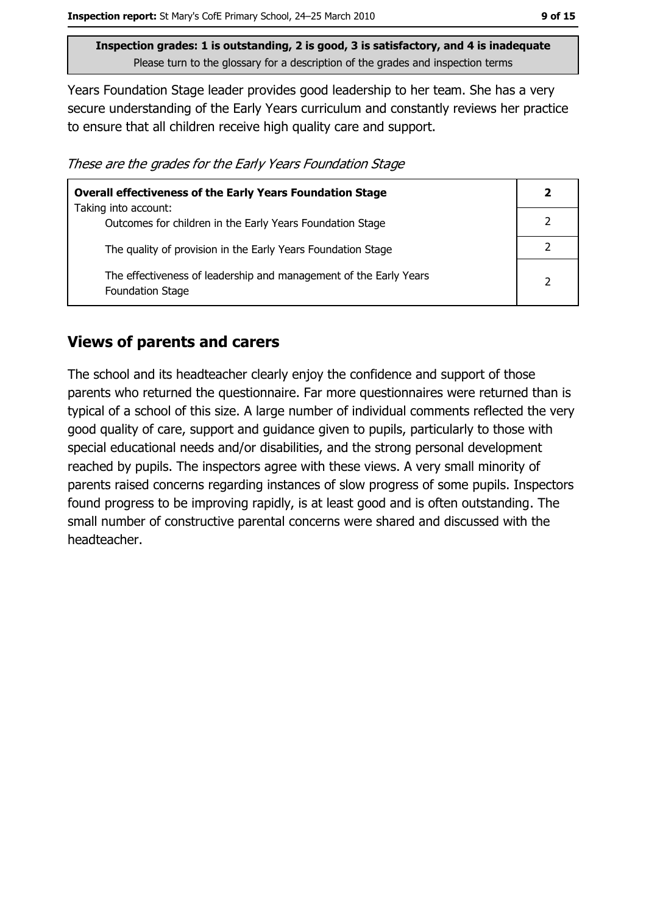**Inspection grades: 1 is outstanding, 2 is good, 3 is satisfactory, and 4 is inadequate**
Please turn to the glossary for a description of the grades and inspection terms

Years Foundation Stage leader provides good leadership to her team. She has a very secure understanding of the Early Years curriculum and constantly reviews her practice to ensure that all children receive high quality care and support.

*These are the grades for the Early Years Foundation Stage*

| | |
|---|---|
| **Overall effectiveness of the Early Years Foundation Stage**<br>Taking into account: | **2** |
| Outcomes for children in the Early Years Foundation Stage | 2 |
| The quality of provision in the Early Years Foundation Stage | 2 |
| The effectiveness of leadership and management of the Early Years Foundation Stage | 2 |

## Views of parents and carers

The school and its headteacher clearly enjoy the confidence and support of those parents who returned the questionnaire. Far more questionnaires were returned than is typical of a school of this size. A large number of individual comments reflected the very good quality of care, support and guidance given to pupils, particularly to those with special educational needs and/or disabilities, and the strong personal development reached by pupils. The inspectors agree with these views. A very small minority of parents raised concerns regarding instances of slow progress of some pupils. Inspectors found progress to be improving rapidly, is at least good and is often outstanding. The small number of constructive parental concerns were shared and discussed with the headteacher.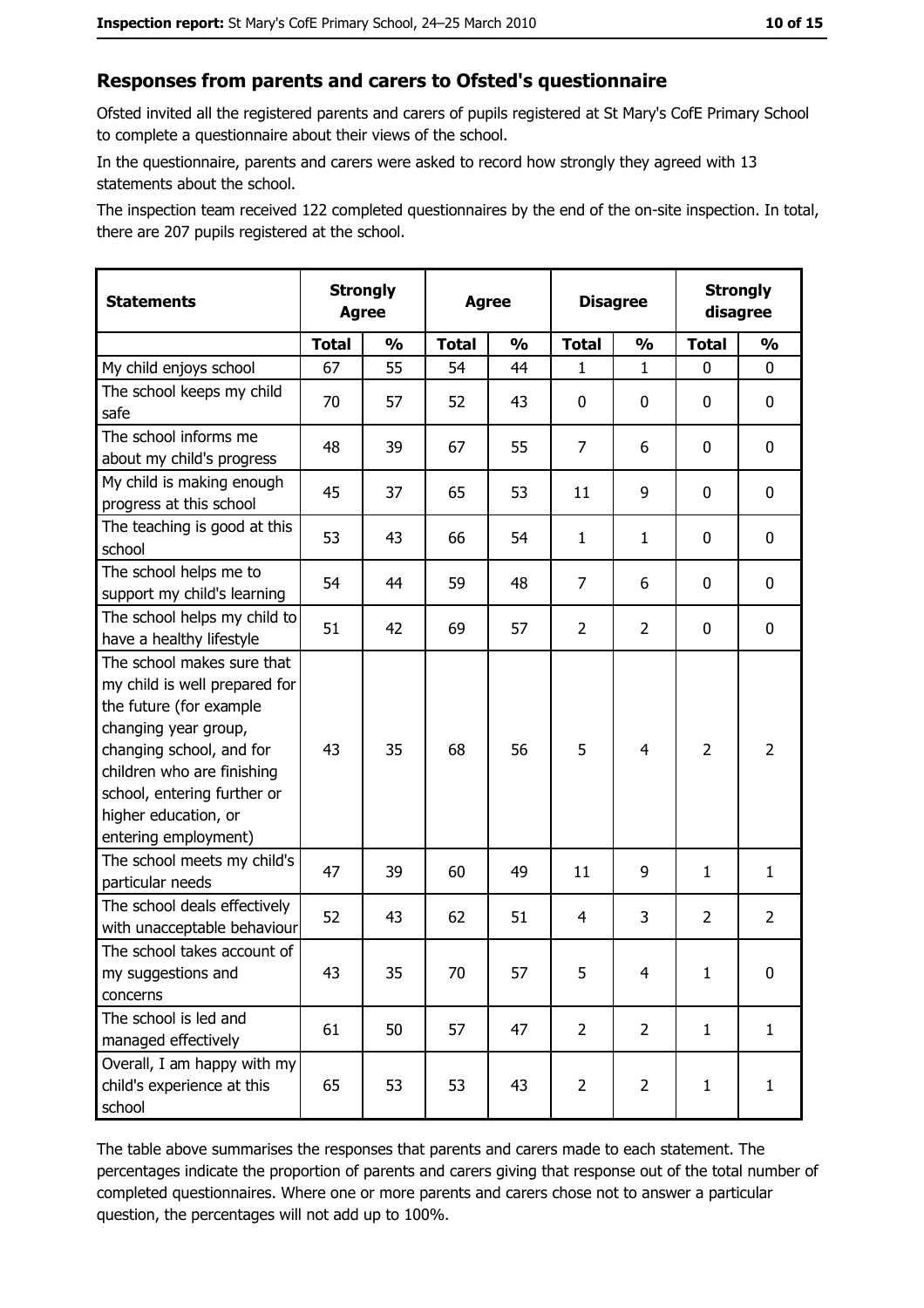## Responses from parents and carers to Ofsted's questionnaire

Ofsted invited all the registered parents and carers of pupils registered at St Mary's CofE Primary School to complete a questionnaire about their views of the school.

In the questionnaire, parents and carers were asked to record how strongly they agreed with 13 statements about the school.

The inspection team received 122 completed questionnaires by the end of the on-site inspection. In total, there are 207 pupils registered at the school.

| Statements | Strongly Agree | | Agree | | Disagree | | Strongly disagree | |
|---|---|---|---|---|---|---|---|---|
| | Total | % | Total | % | Total | % | Total | % |
| My child enjoys school | 67 | 55 | 54 | 44 | 1 | 1 | 0 | 0 |
| The school keeps my child safe | 70 | 57 | 52 | 43 | 0 | 0 | 0 | 0 |
| The school informs me about my child's progress | 48 | 39 | 67 | 55 | 7 | 6 | 0 | 0 |
| My child is making enough progress at this school | 45 | 37 | 65 | 53 | 11 | 9 | 0 | 0 |
| The teaching is good at this school | 53 | 43 | 66 | 54 | 1 | 1 | 0 | 0 |
| The school helps me to support my child's learning | 54 | 44 | 59 | 48 | 7 | 6 | 0 | 0 |
| The school helps my child to have a healthy lifestyle | 51 | 42 | 69 | 57 | 2 | 2 | 0 | 0 |
| The school makes sure that my child is well prepared for the future (for example changing year group, changing school, and for children who are finishing school, entering further or higher education, or entering employment) | 43 | 35 | 68 | 56 | 5 | 4 | 2 | 2 |
| The school meets my child's particular needs | 47 | 39 | 60 | 49 | 11 | 9 | 1 | 1 |
| The school deals effectively with unacceptable behaviour | 52 | 43 | 62 | 51 | 4 | 3 | 2 | 2 |
| The school takes account of my suggestions and concerns | 43 | 35 | 70 | 57 | 5 | 4 | 1 | 0 |
| The school is led and managed effectively | 61 | 50 | 57 | 47 | 2 | 2 | 1 | 1 |
| Overall, I am happy with my child's experience at this school | 65 | 53 | 53 | 43 | 2 | 2 | 1 | 1 |

The table above summarises the responses that parents and carers made to each statement. The percentages indicate the proportion of parents and carers giving that response out of the total number of completed questionnaires. Where one or more parents and carers chose not to answer a particular question, the percentages will not add up to 100%.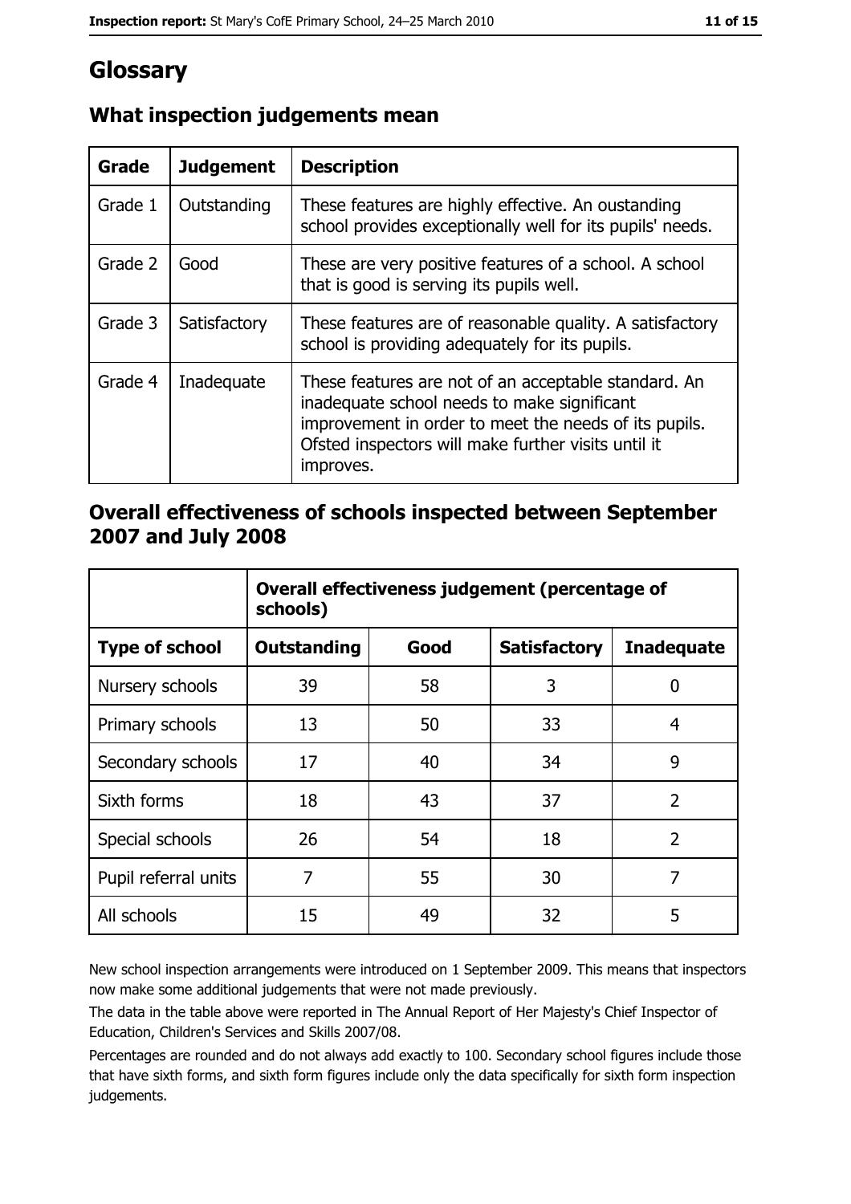# Glossary

## What inspection judgements mean

| Grade | Judgement | Description |
|---|---|---|
| Grade 1 | Outstanding | These features are highly effective. An oustanding school provides exceptionally well for its pupils' needs. |
| Grade 2 | Good | These are very positive features of a school. A school that is good is serving its pupils well. |
| Grade 3 | Satisfactory | These features are of reasonable quality. A satisfactory school is providing adequately for its pupils. |
| Grade 4 | Inadequate | These features are not of an acceptable standard. An inadequate school needs to make significant improvement in order to meet the needs of its pupils. Ofsted inspectors will make further visits until it improves. |

## Overall effectiveness of schools inspected between September 2007 and July 2008

| | Overall effectiveness judgement (percentage of schools) | | | |
|---|---|---|---|---|
| **Type of school** | **Outstanding** | **Good** | **Satisfactory** | **Inadequate** |
| Nursery schools | 39 | 58 | 3 | 0 |
| Primary schools | 13 | 50 | 33 | 4 |
| Secondary schools | 17 | 40 | 34 | 9 |
| Sixth forms | 18 | 43 | 37 | 2 |
| Special schools | 26 | 54 | 18 | 2 |
| Pupil referral units | 7 | 55 | 30 | 7 |
| All schools | 15 | 49 | 32 | 5 |

New school inspection arrangements were introduced on 1 September 2009. This means that inspectors now make some additional judgements that were not made previously.

The data in the table above were reported in The Annual Report of Her Majesty's Chief Inspector of Education, Children's Services and Skills 2007/08.

Percentages are rounded and do not always add exactly to 100. Secondary school figures include those that have sixth forms, and sixth form figures include only the data specifically for sixth form inspection judgements.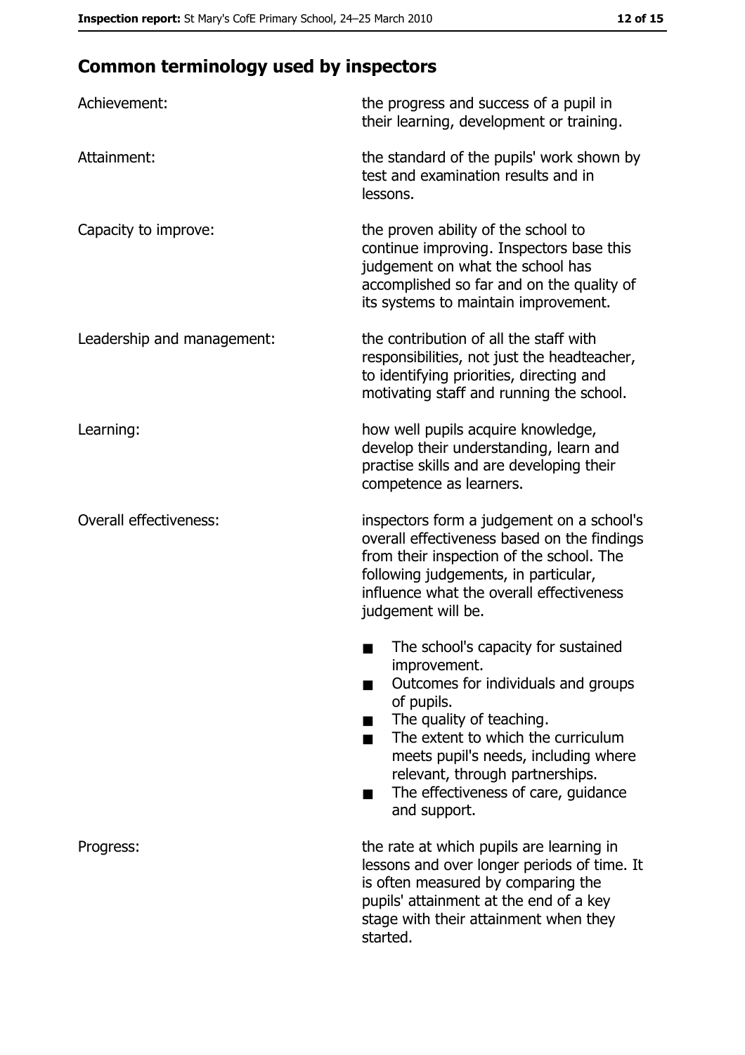## Common terminology used by inspectors

**Achievement:** the progress and success of a pupil in their learning, development or training.

**Attainment:** the standard of the pupils' work shown by test and examination results and in lessons.

**Capacity to improve:** the proven ability of the school to continue improving. Inspectors base this judgement on what the school has accomplished so far and on the quality of its systems to maintain improvement.

**Leadership and management:** the contribution of all the staff with responsibilities, not just the headteacher, to identifying priorities, directing and motivating staff and running the school.

**Learning:** how well pupils acquire knowledge, develop their understanding, learn and practise skills and are developing their competence as learners.

**Overall effectiveness:** inspectors form a judgement on a school's overall effectiveness based on the findings from their inspection of the school. The following judgements, in particular, influence what the overall effectiveness judgement will be.

- The school's capacity for sustained improvement.
- Outcomes for individuals and groups of pupils.
- The quality of teaching.
- The extent to which the curriculum meets pupil's needs, including where relevant, through partnerships.
- The effectiveness of care, guidance and support.

**Progress:** the rate at which pupils are learning in lessons and over longer periods of time. It is often measured by comparing the pupils' attainment at the end of a key stage with their attainment when they started.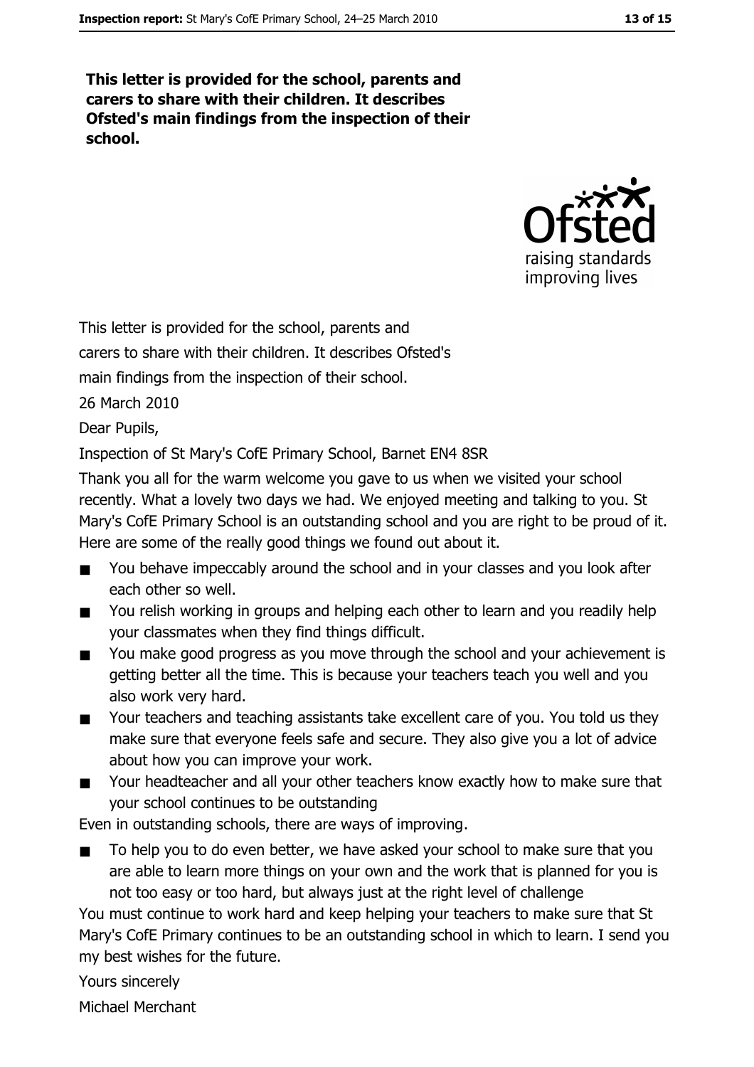**This letter is provided for the school, parents and carers to share with their children. It describes Ofsted's main findings from the inspection of their school.**

Ofsted
raising standards
improving lives

This letter is provided for the school, parents and carers to share with their children. It describes Ofsted's main findings from the inspection of their school.

26 March 2010

Dear Pupils,

Inspection of St Mary's CofE Primary School, Barnet EN4 8SR

Thank you all for the warm welcome you gave to us when we visited your school recently. What a lovely two days we had. We enjoyed meeting and talking to you. St Mary's CofE Primary School is an outstanding school and you are right to be proud of it. Here are some of the really good things we found out about it.

- You behave impeccably around the school and in your classes and you look after each other so well.
- You relish working in groups and helping each other to learn and you readily help your classmates when they find things difficult.
- You make good progress as you move through the school and your achievement is getting better all the time. This is because your teachers teach you well and you also work very hard.
- Your teachers and teaching assistants take excellent care of you. You told us they make sure that everyone feels safe and secure. They also give you a lot of advice about how you can improve your work.
- Your headteacher and all your other teachers know exactly how to make sure that your school continues to be outstanding

Even in outstanding schools, there are ways of improving.

- To help you to do even better, we have asked your school to make sure that you are able to learn more things on your own and the work that is planned for you is not too easy or too hard, but always just at the right level of challenge

You must continue to work hard and keep helping your teachers to make sure that St Mary's CofE Primary continues to be an outstanding school in which to learn. I send you my best wishes for the future.

Yours sincerely

Michael Merchant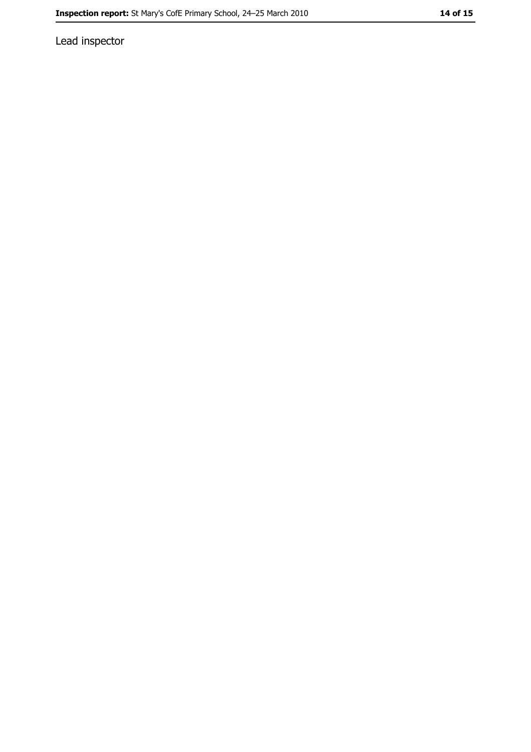Lead inspector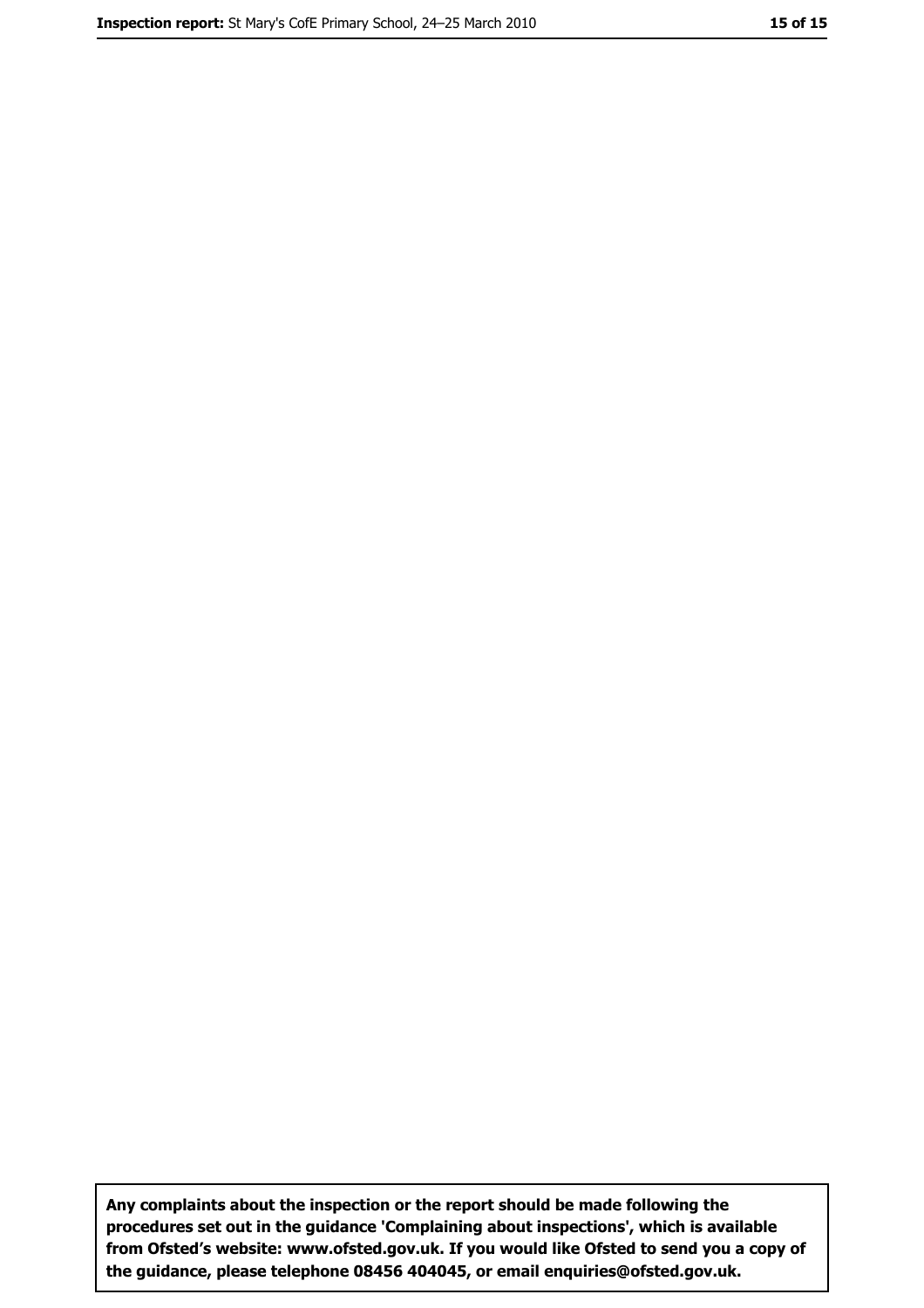**Any complaints about the inspection or the report should be made following the procedures set out in the guidance 'Complaining about inspections', which is available from Ofsted's website: www.ofsted.gov.uk. If you would like Ofsted to send you a copy of the guidance, please telephone 08456 404045, or email enquiries@ofsted.gov.uk.**